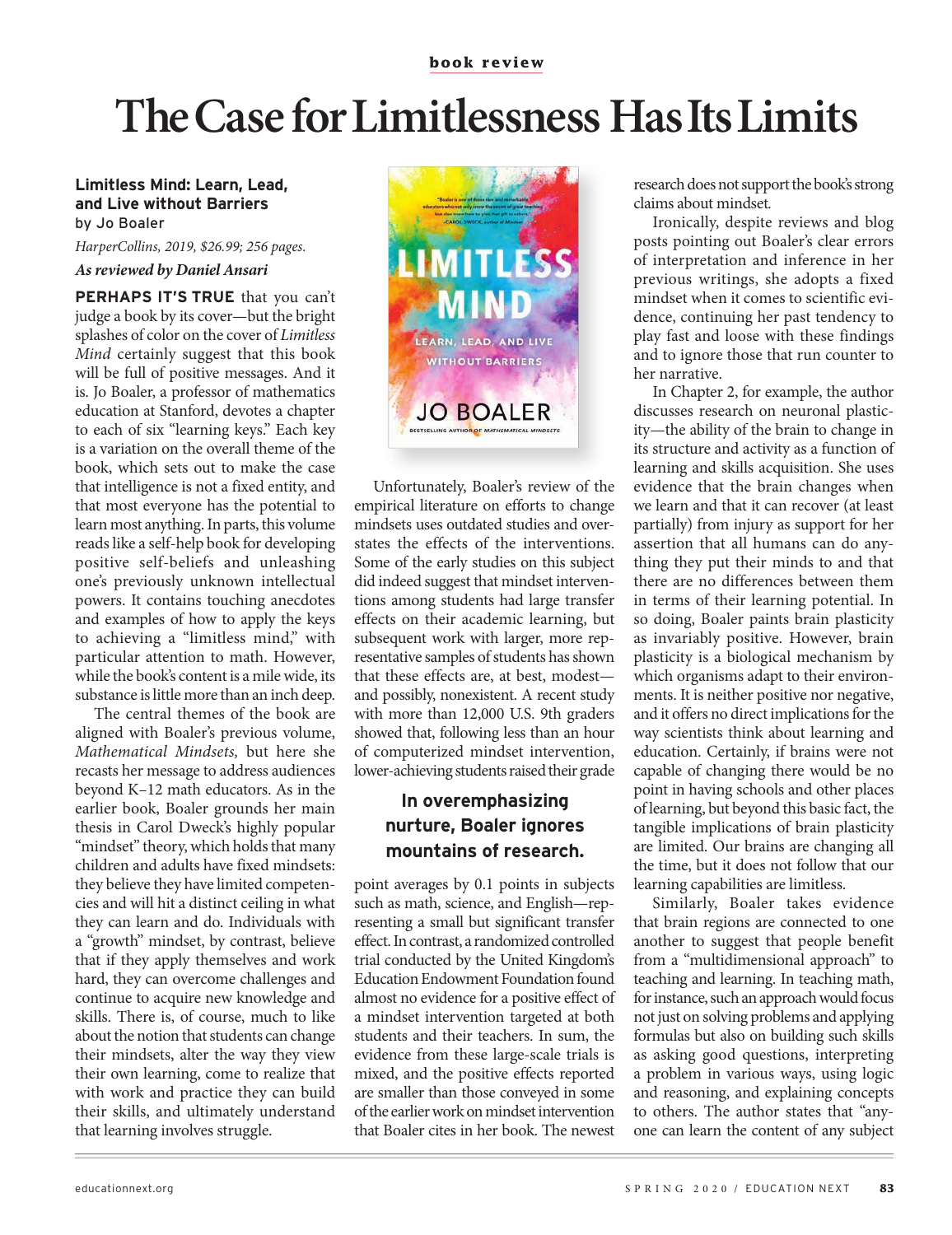book review

# The Case for Limitlessness Has Its Limits

**Limitless Mind: Learn, Lead, and Live without Barriers**
by Jo Boaler

*HarperCollins, 2019, $26.99; 256 pages.*

***As reviewed by Daniel Ansari***

**PERHAPS IT'S TRUE** that you can't judge a book by its cover—but the bright splashes of color on the cover of *Limitless Mind* certainly suggest that this book will be full of positive messages. And it is. Jo Boaler, a professor of mathematics education at Stanford, devotes a chapter to each of six "learning keys." Each key is a variation on the overall theme of the book, which sets out to make the case that intelligence is not a fixed entity, and that most everyone has the potential to learn most anything. In parts, this volume reads like a self-help book for developing positive self-beliefs and unleashing one's previously unknown intellectual powers. It contains touching anecdotes and examples of how to apply the keys to achieving a "limitless mind," with particular attention to math. However, while the book's content is a mile wide, its substance is little more than an inch deep.

The central themes of the book are aligned with Boaler's previous volume, *Mathematical Mindsets,* but here she recasts her message to address audiences beyond K–12 math educators. As in the earlier book, Boaler grounds her main thesis in Carol Dweck's highly popular "mindset" theory, which holds that many children and adults have fixed mindsets: they believe they have limited competencies and will hit a distinct ceiling in what they can learn and do. Individuals with a "growth" mindset, by contrast, believe that if they apply themselves and work hard, they can overcome challenges and continue to acquire new knowledge and skills. There is, of course, much to like about the notion that students can change their mindsets, alter the way they view their own learning, come to realize that with work and practice they can build their skills, and ultimately understand that learning involves struggle.

Unfortunately, Boaler's review of the empirical literature on efforts to change mindsets uses outdated studies and overstates the effects of the interventions. Some of the early studies on this subject did indeed suggest that mindset interventions among students had large transfer effects on their academic learning, but subsequent work with larger, more representative samples of students has shown that these effects are, at best, modest—and possibly, nonexistent. A recent study with more than 12,000 U.S. 9th graders showed that, following less than an hour of computerized mindset intervention, lower-achieving students raised their grade point averages by 0.1 points in subjects such as math, science, and English—representing a small but significant transfer effect. In contrast, a randomized controlled trial conducted by the United Kingdom's Education Endowment Foundation found almost no evidence for a positive effect of a mindset intervention targeted at both students and their teachers. In sum, the evidence from these large-scale trials is mixed, and the positive effects reported are smaller than those conveyed in some of the earlier work on mindset intervention that Boaler cites in her book. The newest research does not support the book's strong claims about mindset.

**In overemphasizing nurture, Boaler ignores mountains of research.**

Ironically, despite reviews and blog posts pointing out Boaler's clear errors of interpretation and inference in her previous writings, she adopts a fixed mindset when it comes to scientific evidence, continuing her past tendency to play fast and loose with these findings and to ignore those that run counter to her narrative.

In Chapter 2, for example, the author discusses research on neuronal plasticity—the ability of the brain to change in its structure and activity as a function of learning and skills acquisition. She uses evidence that the brain changes when we learn and that it can recover (at least partially) from injury as support for her assertion that all humans can do anything they put their minds to and that there are no differences between them in terms of their learning potential. In so doing, Boaler paints brain plasticity as invariably positive. However, brain plasticity is a biological mechanism by which organisms adapt to their environments. It is neither positive nor negative, and it offers no direct implications for the way scientists think about learning and education. Certainly, if brains were not capable of changing there would be no point in having schools and other places of learning, but beyond this basic fact, the tangible implications of brain plasticity are limited. Our brains are changing all the time, but it does not follow that our learning capabilities are limitless.

Similarly, Boaler takes evidence that brain regions are connected to one another to suggest that people benefit from a "multidimensional approach" to teaching and learning. In teaching math, for instance, such an approach would focus not just on solving problems and applying formulas but also on building such skills as asking good questions, interpreting a problem in various ways, using logic and reasoning, and explaining concepts to others. The author states that "anyone can learn the content of any subject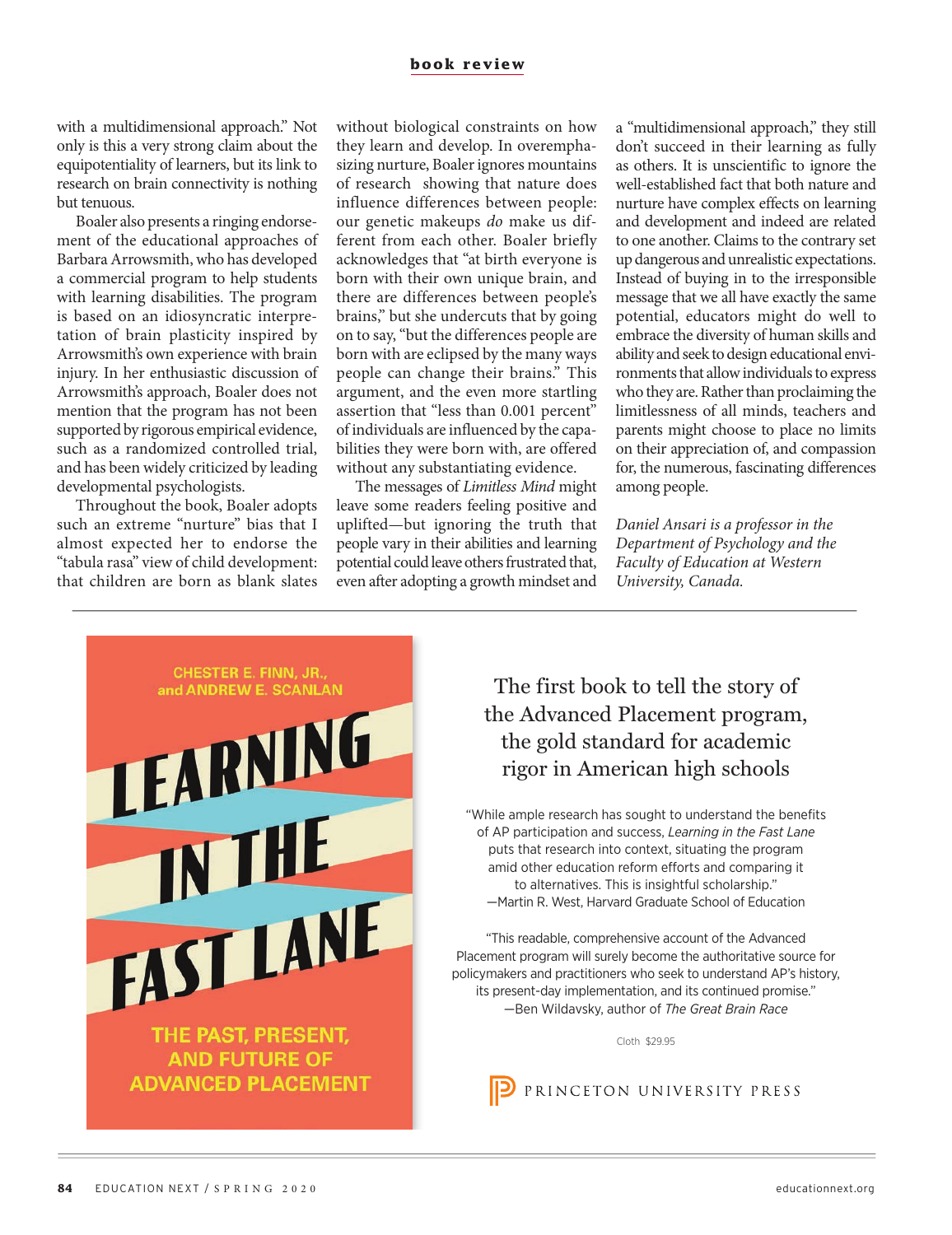with a multidimensional approach." Not only is this a very strong claim about the equipotentiality of learners, but its link to research on brain connectivity is nothing but tenuous.

Boaler also presents a ringing endorsement of the educational approaches of Barbara Arrowsmith, who has developed a commercial program to help students with learning disabilities. The program is based on an idiosyncratic interpretation of brain plasticity inspired by Arrowsmith's own experience with brain injury. In her enthusiastic discussion of Arrowsmith's approach, Boaler does not mention that the program has not been supported by rigorous empirical evidence, such as a randomized controlled trial, and has been widely criticized by leading developmental psychologists.

Throughout the book, Boaler adopts such an extreme "nurture" bias that I almost expected her to endorse the "tabula rasa" view of child development: that children are born as blank slates without biological constraints on how they learn and develop. In overemphasizing nurture, Boaler ignores mountains of research showing that nature does influence differences between people: our genetic makeups *do* make us different from each other. Boaler briefly acknowledges that "at birth everyone is born with their own unique brain, and there are differences between people's brains," but she undercuts that by going on to say, "but the differences people are born with are eclipsed by the many ways people can change their brains." This argument, and the even more startling assertion that "less than 0.001 percent" of individuals are influenced by the capabilities they were born with, are offered without any substantiating evidence.

The messages of *Limitless Mind* might leave some readers feeling positive and uplifted—but ignoring the truth that people vary in their abilities and learning potential could leave others frustrated that, even after adopting a growth mindset and a "multidimensional approach," they still don't succeed in their learning as fully as others. It is unscientific to ignore the well-established fact that both nature and nurture have complex effects on learning and development and indeed are related to one another. Claims to the contrary set up dangerous and unrealistic expectations. Instead of buying in to the irresponsible message that we all have exactly the same potential, educators might do well to embrace the diversity of human skills and ability and seek to design educational environments that allow individuals to express who they are. Rather than proclaiming the limitlessness of all minds, teachers and parents might choose to place no limits on their appreciation of, and compassion for, the numerous, fascinating differences among people.

*Daniel Ansari is a professor in the Department of Psychology and the Faculty of Education at Western University, Canada.*

---

CHESTER E. FINN, JR., and ANDREW E. SCANLAN

LEARNING IN THE FAST LANE

THE PAST, PRESENT, AND FUTURE OF ADVANCED PLACEMENT

The first book to tell the story of the Advanced Placement program, the gold standard for academic rigor in American high schools

"While ample research has sought to understand the benefits of AP participation and success, *Learning in the Fast Lane* puts that research into context, situating the program amid other education reform efforts and comparing it to alternatives. This is insightful scholarship."
—Martin R. West, Harvard Graduate School of Education

"This readable, comprehensive account of the Advanced Placement program will surely become the authoritative source for policymakers and practitioners who seek to understand AP's history, its present-day implementation, and its continued promise."
—Ben Wildavsky, author of *The Great Brain Race*

Cloth $29.95

PRINCETON UNIVERSITY PRESS